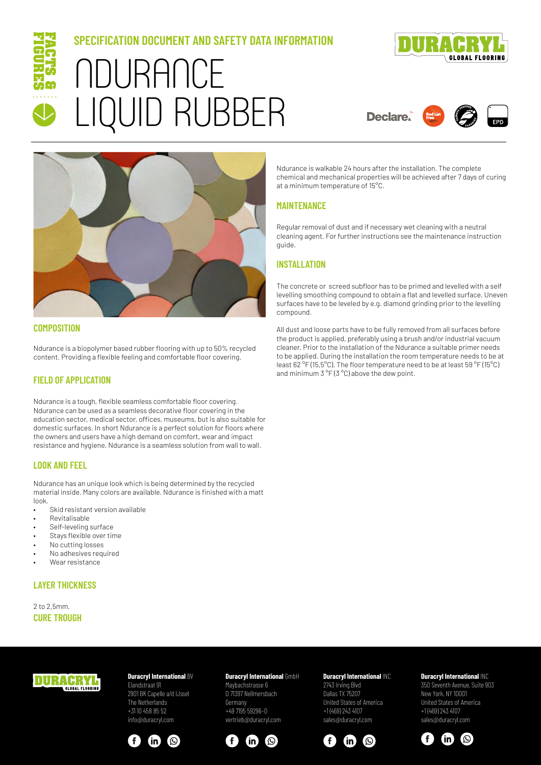# SPECIFICATION DOCUMENT AND SAFETY DATA INFORMATION

# NDURANCE LIQUID RUBBER

## COMPOSITION

Ndurance is a biopolymer based rubber flooring with up to 50% recycled content. Providing a flexible feeling and comfortable floor covering.

## FIELD OF APPLICATION

Ndurance is a tough, flexible seamless comfortable floor covering. Ndurance can be used as a seamless decorative floor covering in the education sector, medical sector, offices, museums, but is also suitable for domestic surfaces. In short Ndurance is a perfect solution for floors where the owners and users have a high demand on comfort, wear and impact resistance and hygiene. Ndurance is a seamless solution from wall to wall.

## LOOK AND FEEL

Ndurance has an unique look which is being determined by the recycled material inside. Many colors are available. Ndurance is finished with a matt look.

- Skid resistant version available
- Revitalisable
- Self-leveling surface
- Stays flexible over time
- No cutting losses
- No adhesives required
- Wear resistance

## LAYER THICKNESS

2 to 2,5mm.

## CURE TROUGH

Ndurance is walkable 24 hours after the installation. The complete chemical and mechanical properties will be achieved after 7 days of curing at a minimum temperature of 15°C.

## MAINTENANCE

Regular removal of dust and if necessary wet cleaning with a neutral cleaning agent. For further instructions see the maintenance instruction guide.

## INSTALLATION

The concrete or screed subfloor has to be primed and levelled with a self levelling smoothing compound to obtain a flat and levelled surface. Uneven surfaces have to be leveled by e.g. diamond grinding prior to the levelling compound.

All dust and loose parts have to be fully removed from all surfaces before the product is applied, preferably using a brush and/or industrial vacuum cleaner. Prior to the installation of the Ndurance a suitable primer needs to be applied. During the installation the room temperature needs to be at least 62 °F (15,5°C). The floor temperature need to be at least 59 °F (15°C) and minimum 3 °F (3 °C) above the dew point.

**Duracryl International** BV
Elandstraat 91
2901 BK Capelle a/d IJssel
The Netherlands
+31 10 458 85 52
info@duracryl.com

**Duracryl International** GmbH
Maybachstrasse 6
D 71397 Nellmersbach
Germany
+49 7195 59296-0
vertrieb@duracryl.com

**Duracryl International** INC
2743 Irving Blvd
Dallas TX 75207
United States of America
+1 (469) 243 4107
sales@duracryl.com

**Duracryl International** INC
350 Seventh Avenue, Suite 903
New York, NY 10001
United States of America
+1 (469) 243 4107
sales@duracryl.com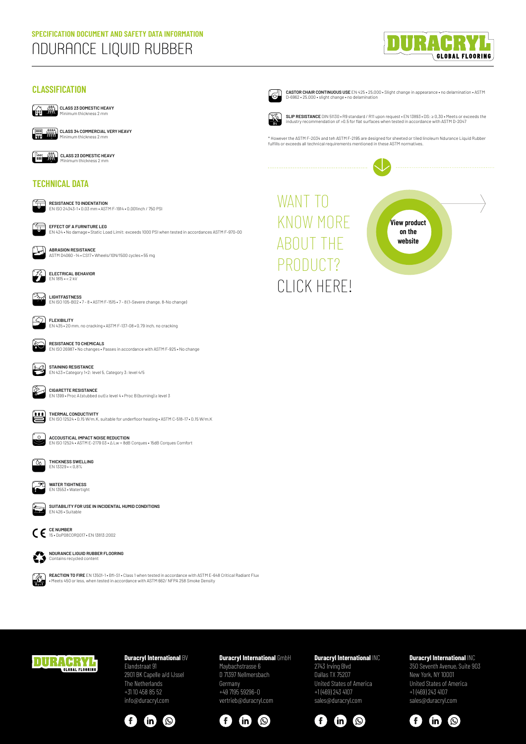## SPECIFICATION DOCUMENT AND SAFETY DATA INFORMATION

# NDURANCE LIQUID RUBBER

## CLASSIFICATION

**CLASS 23 DOMESTIC HEAVY**
Minimum thickness 2 mm

**CLASS 34 COMMERCIAL VERY HEAVY**
Minimum thickness 2 mm

**CLASS 23 DOMESTIC HEAVY**
Minimum thickness 2 mm

## TECHNICAL DATA

**RESISTANCE TO INDENTATION**
EN ISO 24343-1 • 0.03 mm • ASTM F-1914 • 0.001inch / 750 PSI

**EFFECT OF A FURNITURE LEG**
EN 424 • No damage • Static Load Limit: exceeds 1000 PSI when tested in accordances ASTM F-970-00

**ABRASION RESISTANCE**
ASTM D4060 -14 • CS17 • Wheels/10N/1500 cycles • 55 mg

**ELECTRICAL BEHAVIOR**
EN 1815 • < 2 kV

**LIGHTFASTNESS**
EN ISO 105-B02 • 7 - 8 • ASTM F-1515 • 7 - 8 (1-Severe change, 8-No change)

**FLEXIBILITY**
EN 435 • 20 mm, no cracking • ASTM F-137-08 • 0.79 inch, no cracking

**RESISTANCE TO CHEMICALS**
EN ISO 26987 • No changes • Passes in accordance with ASTM F-925 • No change

**STAINING RESISTANCE**
EN 423 • Category 1+2: level 5, Category 3: level 4/5

**CIGARETTE RESISTANCE**
EN 1399 • Proc A (stubbed out) ≥ level 4 • Proc B (burning) ≥ level 3

**THERMAL CONDUCTIVITY**
EN ISO 12524 • 0.15 W/m.K, suitable for underfloor heating • ASTM C-518-17 • 0.15 W/m.K

**ACCOUSTICAL IMPACT NOISE REDUCTION**
EN ISO 12524 • ASTM E-2179 03 • Δ Lw = 8dB Corques • 15dB Corques Comfort

**THICKNESS SWELLING**
EN 13329 • < 0,8%

**WATER TIGHTNESS**
EN 13553 • Watertight

**SUITABILITY FOR USE IN INCIDENTAL HUMID CONDITIONS**
EN 426 • Suitable

**CE NUMBER**
15 • DoP08COR0017 • EN 13813:2002

**NDURANCE LIGUID RUBBER FLOORING**
Contains recycled content

**REACTION TO FIRE** EN 13501-1 • Bfl-S1 • Class 1 when tested in accordance with ASTM E-648 Critical Radiant Flux • Meets 450 or less, when tested in accordance with ASTM 662/ NFPA 258 Smoke Density

**CASTOR CHAIR CONTINUOUS USE** EN 425 • 25.000 • Slight change in appearance • no delamination • ASTM D-6962 • 25.000 • slight change • no delamination

**SLIP RESISTANCE** DIN 51130 • R9 standard / R11 upon request • EN 13893 • DS: ≥ 0,30 • Meets or exceeds the industry recommendation of >0.5 for flat surfaces when tested in accordance with ASTM D-2047

* However the ASTM F-2034 and teh ASTM F-2195 are designed for sheeted or tiled linoleum Ndurance Liquid Rubber fulfills or exceeds all technical requirements mentioned in these ASTM normatives.

WANT TO KNOW MORE ABOUT THE PRODUCT? CLICK HERE!

**View product on the website**

**Duracryl International** BV
Elandstraat 91
2901 BK Capelle a/d IJssel
The Netherlands
+31 10 458 85 52
info@duracryl.com

**Duracryl International** GmbH
Maybachstrasse 6
D 71397 Nellmersbach
Germany
+49 7195 59296-0
vertrieb@duracryl.com

**Duracryl International** INC
2743 Irving Blvd
Dallas TX 75207
United States of America
+1 (469) 243 4107
sales@duracryl.com

**Duracryl International** INC
350 Seventh Avenue, Suite 903
New York, NY 10001
United States of America
+1 (469) 243 4107
sales@duracryl.com